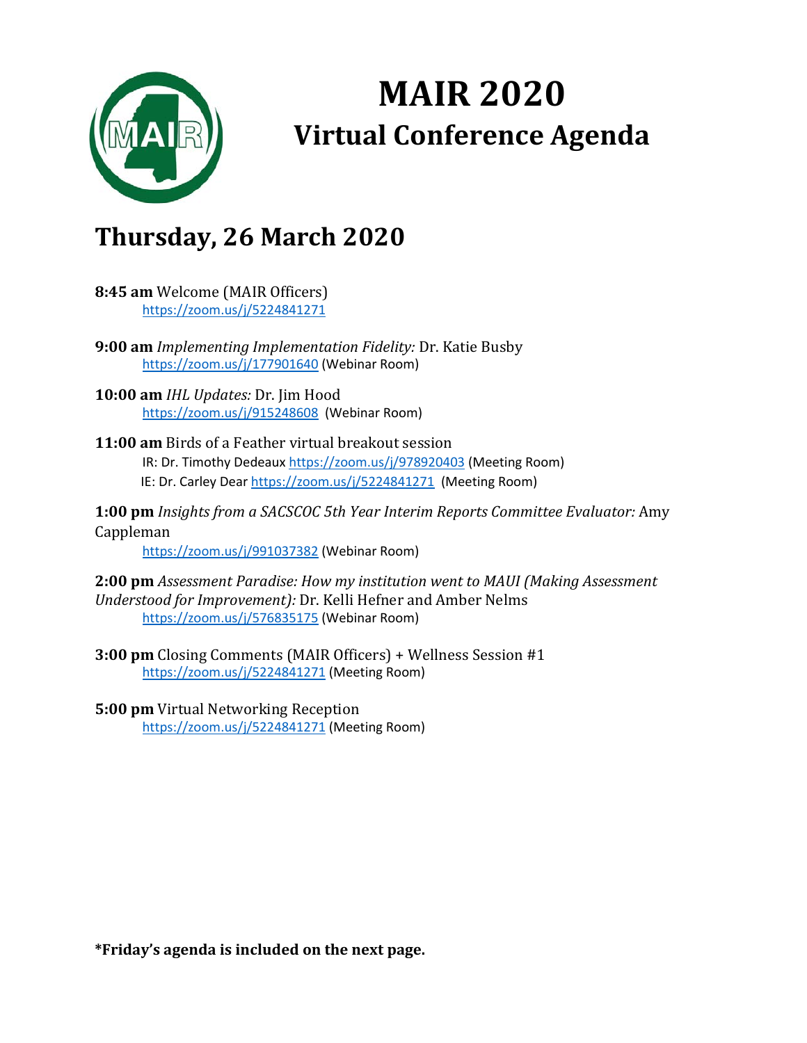# MAIR 2020

## Virtual Conference Agenda

## Thursday, 26 March 2020

**8:45 am** Welcome (MAIR Officers)
https://zoom.us/j/5224841271

**9:00 am** *Implementing Implementation Fidelity:* Dr. Katie Busby
https://zoom.us/j/177901640 (Webinar Room)

**10:00 am** *IHL Updates:* Dr. Jim Hood
https://zoom.us/j/915248608 (Webinar Room)

**11:00 am** Birds of a Feather virtual breakout session
IR: Dr. Timothy Dedeaux https://zoom.us/j/978920403 (Meeting Room)
IE: Dr. Carley Dear https://zoom.us/j/5224841271 (Meeting Room)

**1:00 pm** *Insights from a SACSCOC 5th Year Interim Reports Committee Evaluator:* Amy Cappleman
https://zoom.us/j/991037382 (Webinar Room)

**2:00 pm** *Assessment Paradise: How my institution went to MAUI (Making Assessment Understood for Improvement):* Dr. Kelli Hefner and Amber Nelms
https://zoom.us/j/576835175 (Webinar Room)

**3:00 pm** Closing Comments (MAIR Officers) + Wellness Session #1
https://zoom.us/j/5224841271 (Meeting Room)

**5:00 pm** Virtual Networking Reception
https://zoom.us/j/5224841271 (Meeting Room)

**\*Friday's agenda is included on the next page.**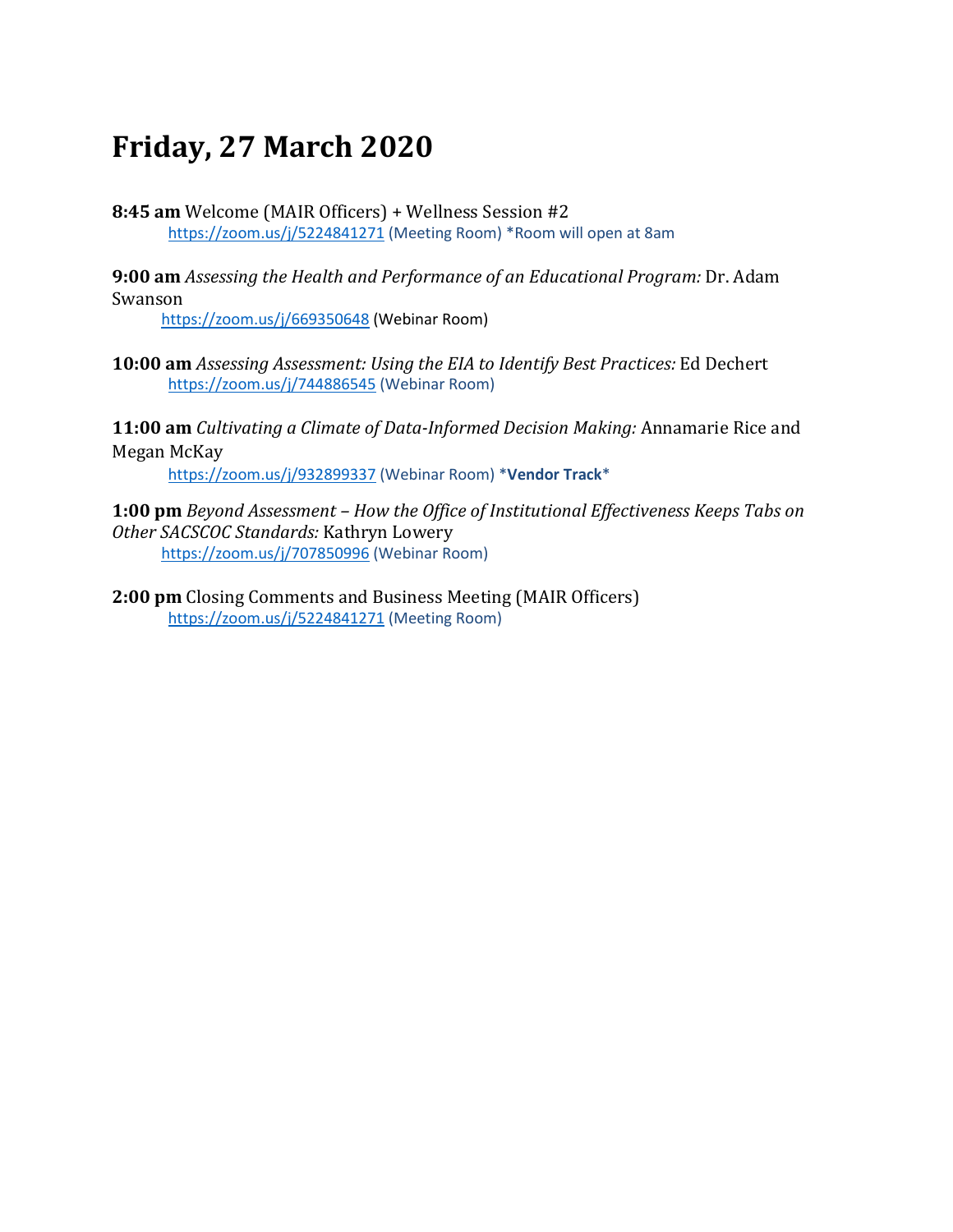# Friday, 27 March 2020

**8:45 am** Welcome (MAIR Officers) + Wellness Session #2
https://zoom.us/j/5224841271 (Meeting Room) *Room will open at 8am

**9:00 am** *Assessing the Health and Performance of an Educational Program:* Dr. Adam Swanson
https://zoom.us/j/669350648 (Webinar Room)

**10:00 am** *Assessing Assessment: Using the EIA to Identify Best Practices:* Ed Dechert
https://zoom.us/j/744886545 (Webinar Room)

**11:00 am** *Cultivating a Climate of Data-Informed Decision Making:* Annamarie Rice and Megan McKay
https://zoom.us/j/932899337 (Webinar Room) ***Vendor Track***

**1:00 pm** *Beyond Assessment – How the Office of Institutional Effectiveness Keeps Tabs on Other SACSCOC Standards:* Kathryn Lowery
https://zoom.us/j/707850996 (Webinar Room)

**2:00 pm** Closing Comments and Business Meeting (MAIR Officers)
https://zoom.us/j/5224841271 (Meeting Room)